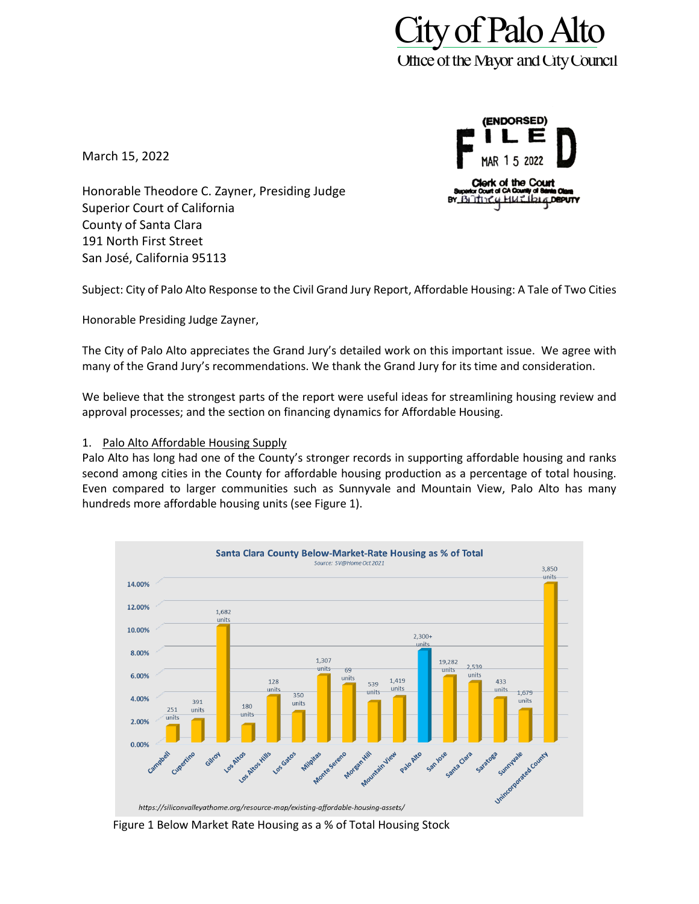# City of Palo Alto
Office of the Mayor and City Council

(ENDORSED)
FILED
MAR 15 2022
Clerk of the Court
Superior Court of CA County of Santa Clara
BY Brittney Hulbig DEPUTY

March 15, 2022

Honorable Theodore C. Zayner, Presiding Judge
Superior Court of California
County of Santa Clara
191 North First Street
San José, California 95113

Subject: City of Palo Alto Response to the Civil Grand Jury Report, Affordable Housing: A Tale of Two Cities

Honorable Presiding Judge Zayner,

The City of Palo Alto appreciates the Grand Jury's detailed work on this important issue. We agree with many of the Grand Jury's recommendations. We thank the Grand Jury for its time and consideration.

We believe that the strongest parts of the report were useful ideas for streamlining housing review and approval processes; and the section on financing dynamics for Affordable Housing.

1. Palo Alto Affordable Housing Supply

Palo Alto has long had one of the County's stronger records in supporting affordable housing and ranks second among cities in the County for affordable housing production as a percentage of total housing. Even compared to larger communities such as Sunnyvale and Mountain View, Palo Alto has many hundreds more affordable housing units (see Figure 1).

**Santa Clara County Below-Market-Rate Housing as % of Total**
*Source: SV@Home Oct 2021*

| City | Units |
|---|---|
| Campbell | 251 units |
| Cupertino | 391 units |
| Gilroy | 1,682 units |
| Los Altos | 180 units |
| Los Altos Hills | 128 units |
| Los Gatos | 350 units |
| Milpitas | 1,307 units |
| Monte Sereno | 69 units |
| Morgan Hill | 539 units |
| Mountain View | 1,419 units |
| Palo Alto | 2,300+ units |
| San Jose | 19,282 units |
| Santa Clara | 2,539 units |
| Saratoga | 433 units |
| Sunnyvale | 1,679 units |
| Unincorporated County | 3,850 units |

*https://siliconvalleyathome.org/resource-map/existing-affordable-housing-assets/*

Figure 1 Below Market Rate Housing as a % of Total Housing Stock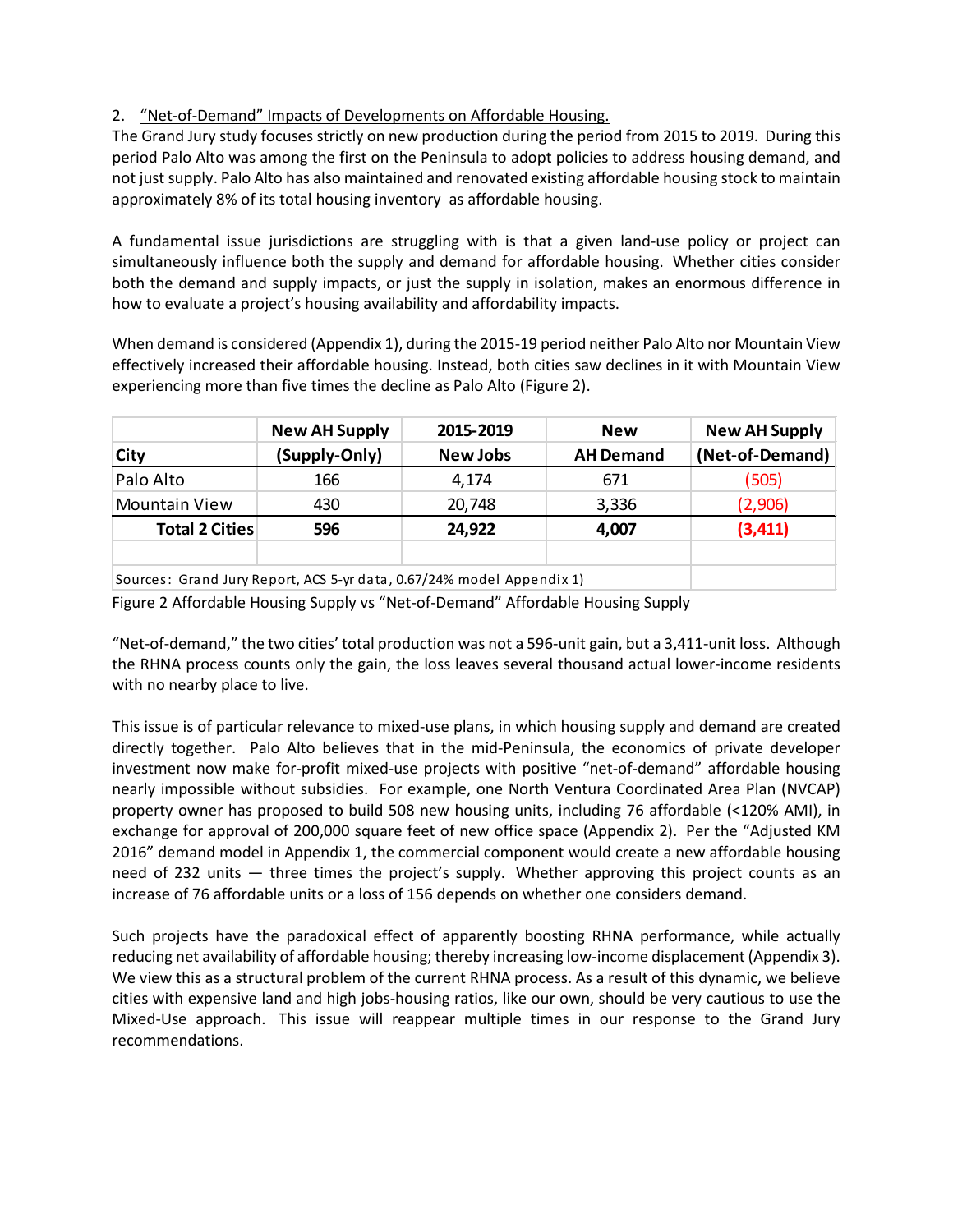2. "Net-of-Demand" Impacts of Developments on Affordable Housing.

The Grand Jury study focuses strictly on new production during the period from 2015 to 2019. During this period Palo Alto was among the first on the Peninsula to adopt policies to address housing demand, and not just supply. Palo Alto has also maintained and renovated existing affordable housing stock to maintain approximately 8% of its total housing inventory as affordable housing.

A fundamental issue jurisdictions are struggling with is that a given land-use policy or project can simultaneously influence both the supply and demand for affordable housing. Whether cities consider both the demand and supply impacts, or just the supply in isolation, makes an enormous difference in how to evaluate a project's housing availability and affordability impacts.

When demand is considered (Appendix 1), during the 2015-19 period neither Palo Alto nor Mountain View effectively increased their affordable housing. Instead, both cities saw declines in it with Mountain View experiencing more than five times the decline as Palo Alto (Figure 2).

| City | New AH Supply (Supply-Only) | 2015-2019 New Jobs | New AH Demand | New AH Supply (Net-of-Demand) |
|---|---|---|---|---|
| Palo Alto | 166 | 4,174 | 671 | (505) |
| Mountain View | 430 | 20,748 | 3,336 | (2,906) |
| **Total 2 Cities** | **596** | **24,922** | **4,007** | **(3,411)** |
| | | | | |
| Sources: Grand Jury Report, ACS 5-yr data, 0.67/24% model Appendix 1) | | | | |

Figure 2 Affordable Housing Supply vs "Net-of-Demand" Affordable Housing Supply

"Net-of-demand," the two cities' total production was not a 596-unit gain, but a 3,411-unit loss. Although the RHNA process counts only the gain, the loss leaves several thousand actual lower-income residents with no nearby place to live.

This issue is of particular relevance to mixed-use plans, in which housing supply and demand are created directly together. Palo Alto believes that in the mid-Peninsula, the economics of private developer investment now make for-profit mixed-use projects with positive "net-of-demand" affordable housing nearly impossible without subsidies. For example, one North Ventura Coordinated Area Plan (NVCAP) property owner has proposed to build 508 new housing units, including 76 affordable (<120% AMI), in exchange for approval of 200,000 square feet of new office space (Appendix 2). Per the "Adjusted KM 2016" demand model in Appendix 1, the commercial component would create a new affordable housing need of 232 units — three times the project's supply. Whether approving this project counts as an increase of 76 affordable units or a loss of 156 depends on whether one considers demand.

Such projects have the paradoxical effect of apparently boosting RHNA performance, while actually reducing net availability of affordable housing; thereby increasing low-income displacement (Appendix 3). We view this as a structural problem of the current RHNA process. As a result of this dynamic, we believe cities with expensive land and high jobs-housing ratios, like our own, should be very cautious to use the Mixed-Use approach. This issue will reappear multiple times in our response to the Grand Jury recommendations.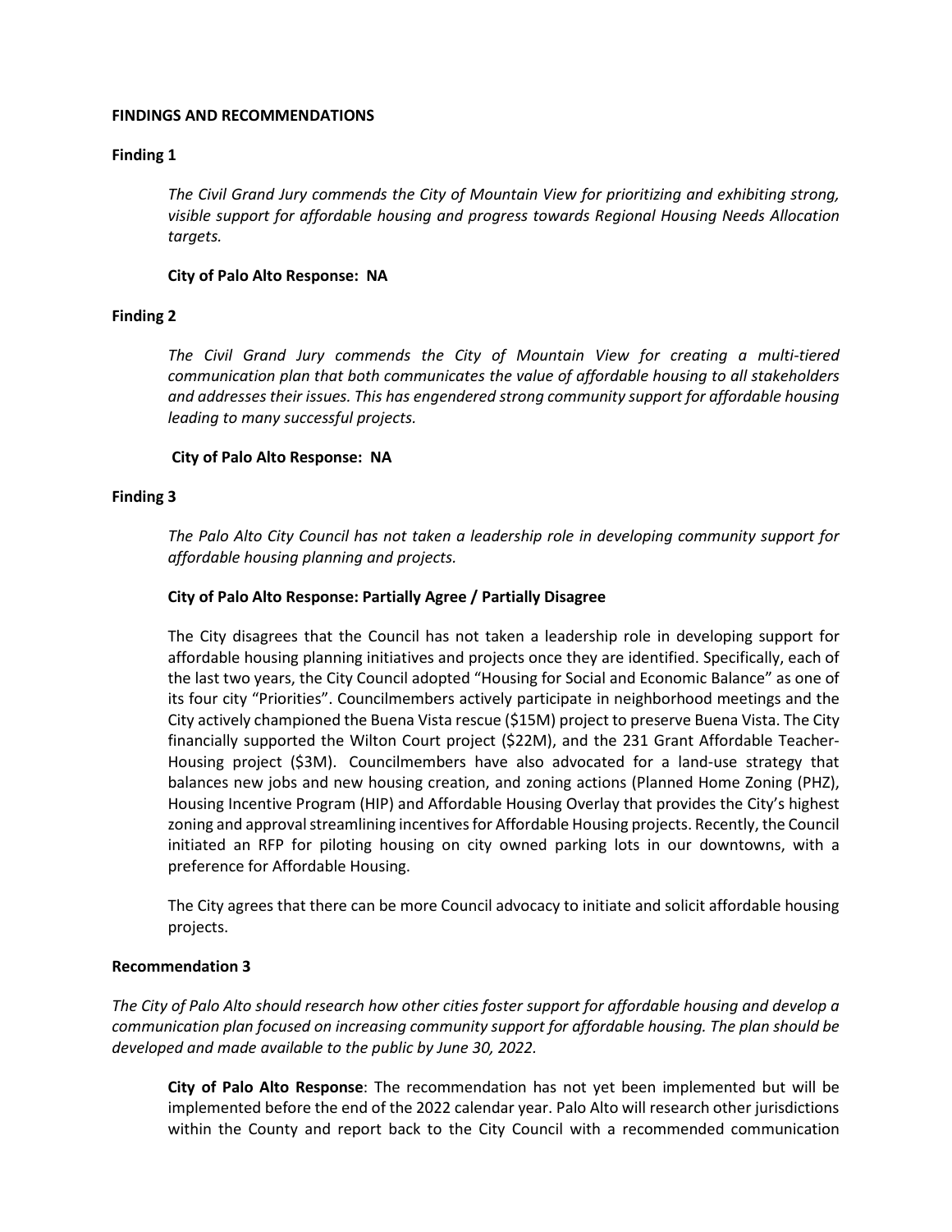## FINDINGS AND RECOMMENDATIONS

### Finding 1

*The Civil Grand Jury commends the City of Mountain View for prioritizing and exhibiting strong, visible support for affordable housing and progress towards Regional Housing Needs Allocation targets.*

**City of Palo Alto Response: NA**

### Finding 2

*The Civil Grand Jury commends the City of Mountain View for creating a multi-tiered communication plan that both communicates the value of affordable housing to all stakeholders and addresses their issues. This has engendered strong community support for affordable housing leading to many successful projects.*

**City of Palo Alto Response: NA**

### Finding 3

*The Palo Alto City Council has not taken a leadership role in developing community support for affordable housing planning and projects.*

**City of Palo Alto Response: Partially Agree / Partially Disagree**

The City disagrees that the Council has not taken a leadership role in developing support for affordable housing planning initiatives and projects once they are identified. Specifically, each of the last two years, the City Council adopted "Housing for Social and Economic Balance" as one of its four city "Priorities". Councilmembers actively participate in neighborhood meetings and the City actively championed the Buena Vista rescue ($15M) project to preserve Buena Vista. The City financially supported the Wilton Court project ($22M), and the 231 Grant Affordable Teacher-Housing project ($3M). Councilmembers have also advocated for a land-use strategy that balances new jobs and new housing creation, and zoning actions (Planned Home Zoning (PHZ), Housing Incentive Program (HIP) and Affordable Housing Overlay that provides the City's highest zoning and approval streamlining incentives for Affordable Housing projects. Recently, the Council initiated an RFP for piloting housing on city owned parking lots in our downtowns, with a preference for Affordable Housing.

The City agrees that there can be more Council advocacy to initiate and solicit affordable housing projects.

### Recommendation 3

*The City of Palo Alto should research how other cities foster support for affordable housing and develop a communication plan focused on increasing community support for affordable housing. The plan should be developed and made available to the public by June 30, 2022.*

**City of Palo Alto Response**: The recommendation has not yet been implemented but will be implemented before the end of the 2022 calendar year. Palo Alto will research other jurisdictions within the County and report back to the City Council with a recommended communication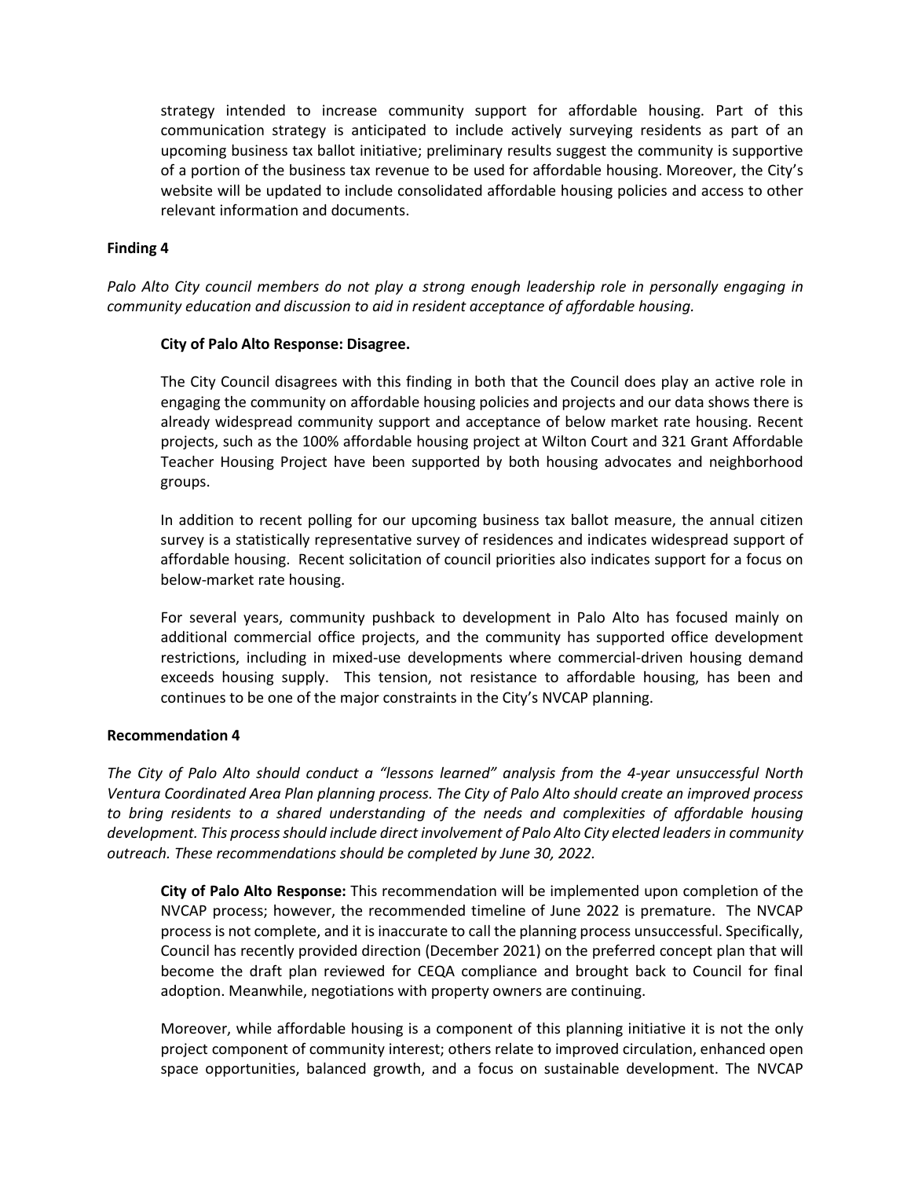strategy intended to increase community support for affordable housing. Part of this communication strategy is anticipated to include actively surveying residents as part of an upcoming business tax ballot initiative; preliminary results suggest the community is supportive of a portion of the business tax revenue to be used for affordable housing. Moreover, the City's website will be updated to include consolidated affordable housing policies and access to other relevant information and documents.

**Finding 4**

*Palo Alto City council members do not play a strong enough leadership role in personally engaging in community education and discussion to aid in resident acceptance of affordable housing.*

**City of Palo Alto Response: Disagree.**

The City Council disagrees with this finding in both that the Council does play an active role in engaging the community on affordable housing policies and projects and our data shows there is already widespread community support and acceptance of below market rate housing. Recent projects, such as the 100% affordable housing project at Wilton Court and 321 Grant Affordable Teacher Housing Project have been supported by both housing advocates and neighborhood groups.

In addition to recent polling for our upcoming business tax ballot measure, the annual citizen survey is a statistically representative survey of residences and indicates widespread support of affordable housing. Recent solicitation of council priorities also indicates support for a focus on below-market rate housing.

For several years, community pushback to development in Palo Alto has focused mainly on additional commercial office projects, and the community has supported office development restrictions, including in mixed-use developments where commercial-driven housing demand exceeds housing supply. This tension, not resistance to affordable housing, has been and continues to be one of the major constraints in the City's NVCAP planning.

**Recommendation 4**

*The City of Palo Alto should conduct a "lessons learned" analysis from the 4-year unsuccessful North Ventura Coordinated Area Plan planning process. The City of Palo Alto should create an improved process to bring residents to a shared understanding of the needs and complexities of affordable housing development. This process should include direct involvement of Palo Alto City elected leaders in community outreach. These recommendations should be completed by June 30, 2022.*

**City of Palo Alto Response:** This recommendation will be implemented upon completion of the NVCAP process; however, the recommended timeline of June 2022 is premature. The NVCAP process is not complete, and it is inaccurate to call the planning process unsuccessful. Specifically, Council has recently provided direction (December 2021) on the preferred concept plan that will become the draft plan reviewed for CEQA compliance and brought back to Council for final adoption. Meanwhile, negotiations with property owners are continuing.

Moreover, while affordable housing is a component of this planning initiative it is not the only project component of community interest; others relate to improved circulation, enhanced open space opportunities, balanced growth, and a focus on sustainable development. The NVCAP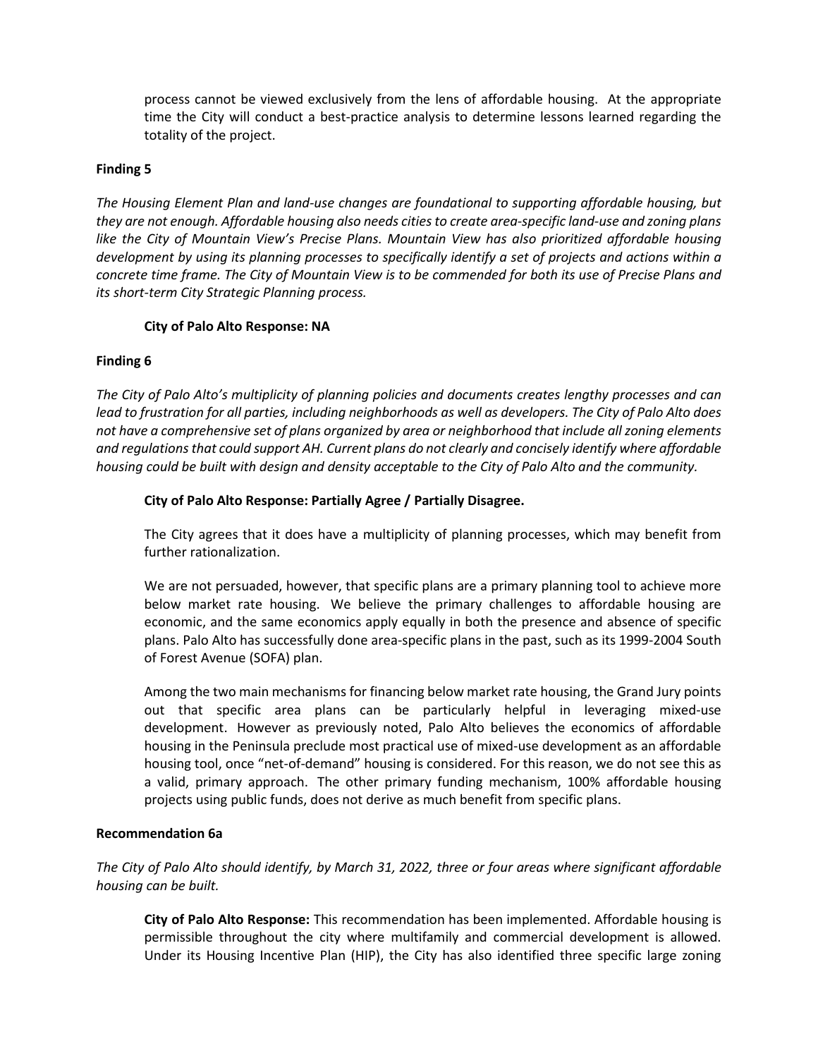process cannot be viewed exclusively from the lens of affordable housing. At the appropriate time the City will conduct a best-practice analysis to determine lessons learned regarding the totality of the project.

**Finding 5**

*The Housing Element Plan and land-use changes are foundational to supporting affordable housing, but they are not enough. Affordable housing also needs cities to create area-specific land-use and zoning plans like the City of Mountain View's Precise Plans. Mountain View has also prioritized affordable housing development by using its planning processes to specifically identify a set of projects and actions within a concrete time frame. The City of Mountain View is to be commended for both its use of Precise Plans and its short-term City Strategic Planning process.*

**City of Palo Alto Response: NA**

**Finding 6**

*The City of Palo Alto's multiplicity of planning policies and documents creates lengthy processes and can lead to frustration for all parties, including neighborhoods as well as developers. The City of Palo Alto does not have a comprehensive set of plans organized by area or neighborhood that include all zoning elements and regulations that could support AH. Current plans do not clearly and concisely identify where affordable housing could be built with design and density acceptable to the City of Palo Alto and the community.*

**City of Palo Alto Response: Partially Agree / Partially Disagree.**

The City agrees that it does have a multiplicity of planning processes, which may benefit from further rationalization.

We are not persuaded, however, that specific plans are a primary planning tool to achieve more below market rate housing. We believe the primary challenges to affordable housing are economic, and the same economics apply equally in both the presence and absence of specific plans. Palo Alto has successfully done area-specific plans in the past, such as its 1999-2004 South of Forest Avenue (SOFA) plan.

Among the two main mechanisms for financing below market rate housing, the Grand Jury points out that specific area plans can be particularly helpful in leveraging mixed-use development. However as previously noted, Palo Alto believes the economics of affordable housing in the Peninsula preclude most practical use of mixed-use development as an affordable housing tool, once "net-of-demand" housing is considered. For this reason, we do not see this as a valid, primary approach. The other primary funding mechanism, 100% affordable housing projects using public funds, does not derive as much benefit from specific plans.

**Recommendation 6a**

*The City of Palo Alto should identify, by March 31, 2022, three or four areas where significant affordable housing can be built.*

**City of Palo Alto Response:** This recommendation has been implemented. Affordable housing is permissible throughout the city where multifamily and commercial development is allowed. Under its Housing Incentive Plan (HIP), the City has also identified three specific large zoning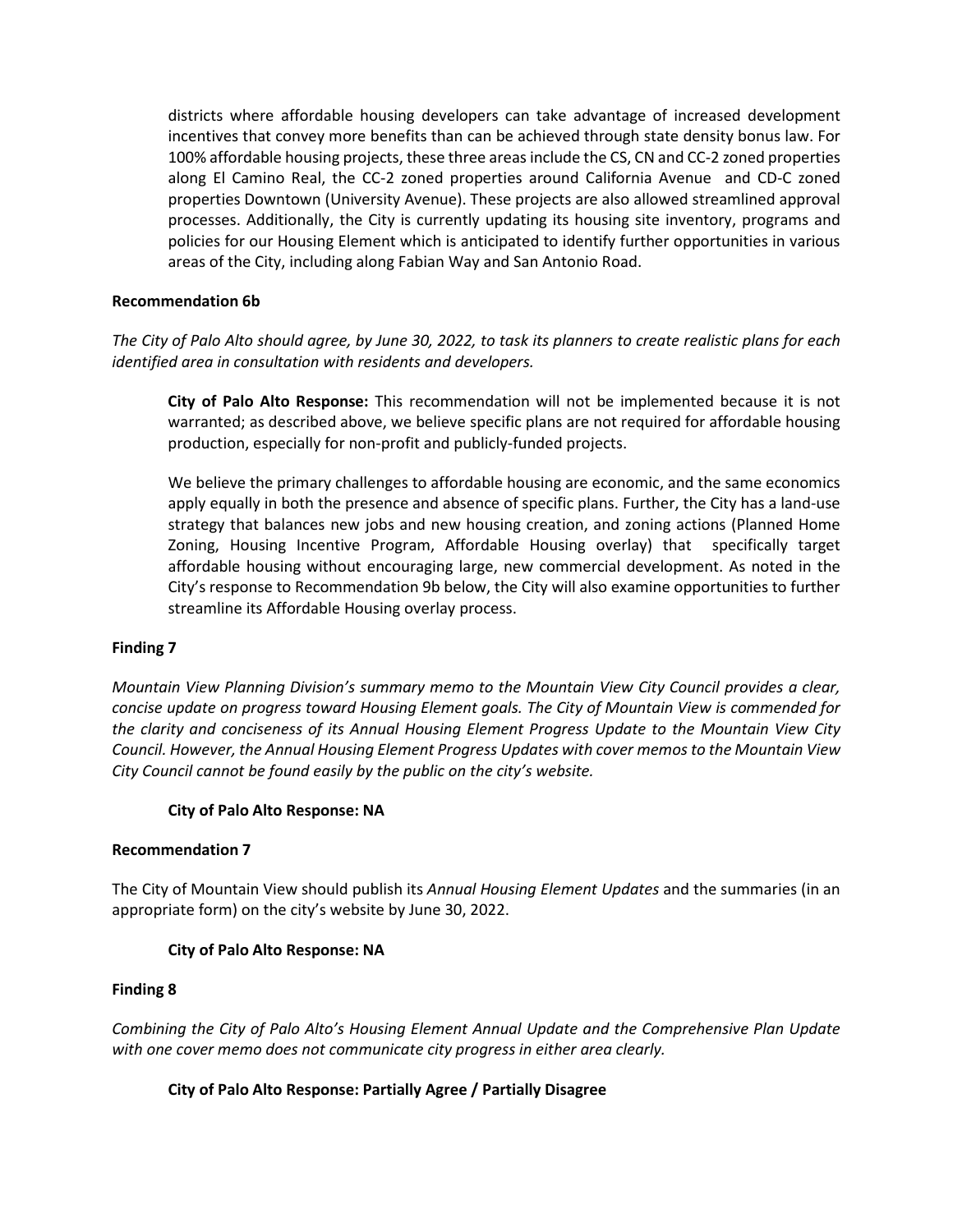districts where affordable housing developers can take advantage of increased development incentives that convey more benefits than can be achieved through state density bonus law. For 100% affordable housing projects, these three areas include the CS, CN and CC-2 zoned properties along El Camino Real, the CC-2 zoned properties around California Avenue and CD-C zoned properties Downtown (University Avenue). These projects are also allowed streamlined approval processes. Additionally, the City is currently updating its housing site inventory, programs and policies for our Housing Element which is anticipated to identify further opportunities in various areas of the City, including along Fabian Way and San Antonio Road.

**Recommendation 6b**

*The City of Palo Alto should agree, by June 30, 2022, to task its planners to create realistic plans for each identified area in consultation with residents and developers.*

**City of Palo Alto Response:** This recommendation will not be implemented because it is not warranted; as described above, we believe specific plans are not required for affordable housing production, especially for non-profit and publicly-funded projects.

We believe the primary challenges to affordable housing are economic, and the same economics apply equally in both the presence and absence of specific plans. Further, the City has a land-use strategy that balances new jobs and new housing creation, and zoning actions (Planned Home Zoning, Housing Incentive Program, Affordable Housing overlay) that specifically target affordable housing without encouraging large, new commercial development. As noted in the City's response to Recommendation 9b below, the City will also examine opportunities to further streamline its Affordable Housing overlay process.

**Finding 7**

*Mountain View Planning Division's summary memo to the Mountain View City Council provides a clear, concise update on progress toward Housing Element goals. The City of Mountain View is commended for the clarity and conciseness of its Annual Housing Element Progress Update to the Mountain View City Council. However, the Annual Housing Element Progress Updates with cover memos to the Mountain View City Council cannot be found easily by the public on the city's website.*

**City of Palo Alto Response: NA**

**Recommendation 7**

The City of Mountain View should publish its *Annual Housing Element Updates* and the summaries (in an appropriate form) on the city's website by June 30, 2022.

**City of Palo Alto Response: NA**

**Finding 8**

*Combining the City of Palo Alto's Housing Element Annual Update and the Comprehensive Plan Update with one cover memo does not communicate city progress in either area clearly.*

**City of Palo Alto Response: Partially Agree / Partially Disagree**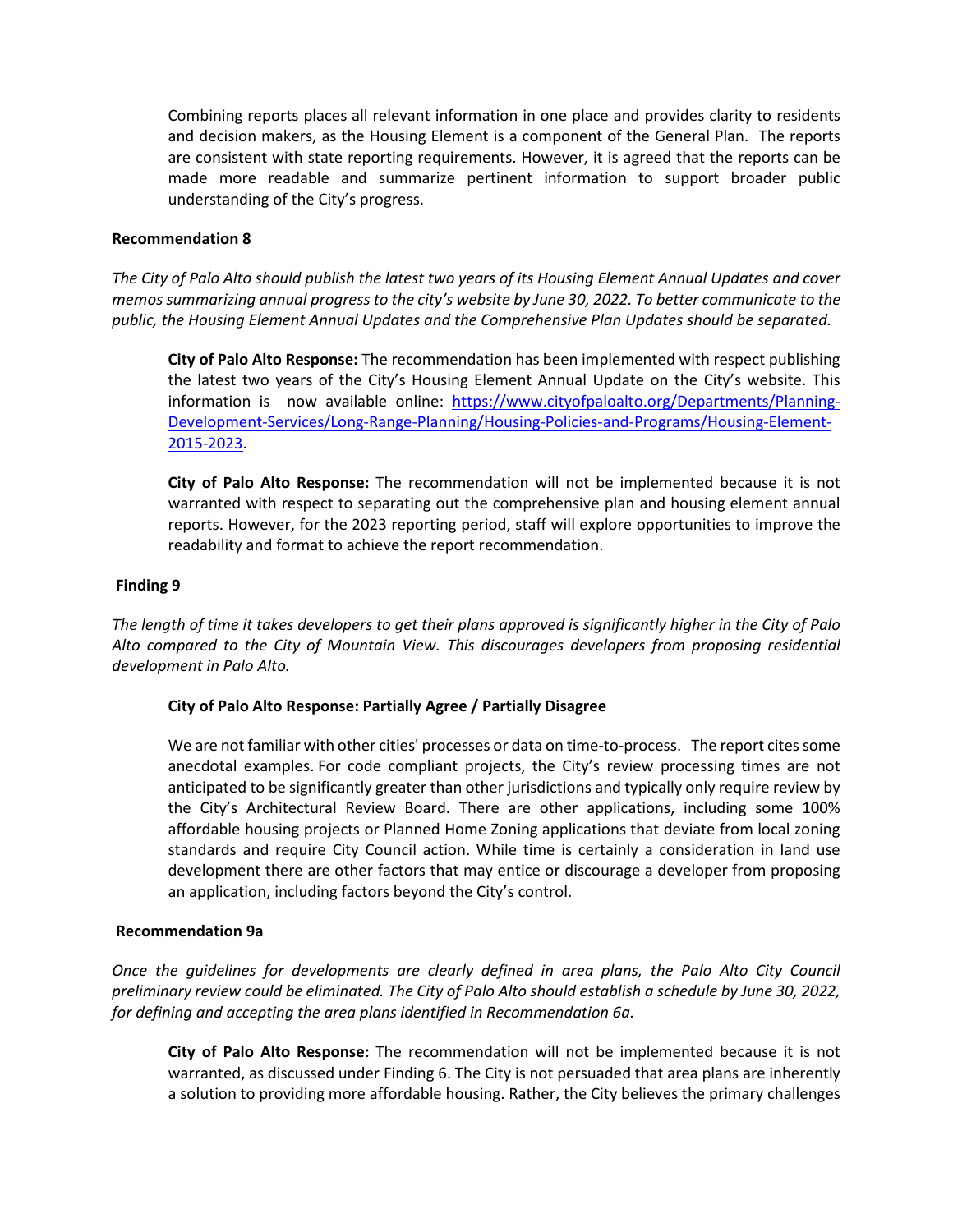Combining reports places all relevant information in one place and provides clarity to residents and decision makers, as the Housing Element is a component of the General Plan. The reports are consistent with state reporting requirements. However, it is agreed that the reports can be made more readable and summarize pertinent information to support broader public understanding of the City's progress.

**Recommendation 8**

*The City of Palo Alto should publish the latest two years of its Housing Element Annual Updates and cover memos summarizing annual progress to the city's website by June 30, 2022. To better communicate to the public, the Housing Element Annual Updates and the Comprehensive Plan Updates should be separated.*

**City of Palo Alto Response:** The recommendation has been implemented with respect publishing the latest two years of the City's Housing Element Annual Update on the City's website. This information is now available online: [https://www.cityofpaloalto.org/Departments/Planning-Development-Services/Long-Range-Planning/Housing-Policies-and-Programs/Housing-Element-2015-2023](https://www.cityofpaloalto.org/Departments/Planning-Development-Services/Long-Range-Planning/Housing-Policies-and-Programs/Housing-Element-2015-2023).

**City of Palo Alto Response:** The recommendation will not be implemented because it is not warranted with respect to separating out the comprehensive plan and housing element annual reports. However, for the 2023 reporting period, staff will explore opportunities to improve the readability and format to achieve the report recommendation.

**Finding 9**

*The length of time it takes developers to get their plans approved is significantly higher in the City of Palo Alto compared to the City of Mountain View. This discourages developers from proposing residential development in Palo Alto.*

**City of Palo Alto Response: Partially Agree / Partially Disagree**

We are not familiar with other cities' processes or data on time-to-process. The report cites some anecdotal examples. For code compliant projects, the City's review processing times are not anticipated to be significantly greater than other jurisdictions and typically only require review by the City's Architectural Review Board. There are other applications, including some 100% affordable housing projects or Planned Home Zoning applications that deviate from local zoning standards and require City Council action. While time is certainly a consideration in land use development there are other factors that may entice or discourage a developer from proposing an application, including factors beyond the City's control.

**Recommendation 9a**

*Once the guidelines for developments are clearly defined in area plans, the Palo Alto City Council preliminary review could be eliminated. The City of Palo Alto should establish a schedule by June 30, 2022, for defining and accepting the area plans identified in Recommendation 6a.*

**City of Palo Alto Response:** The recommendation will not be implemented because it is not warranted, as discussed under Finding 6. The City is not persuaded that area plans are inherently a solution to providing more affordable housing. Rather, the City believes the primary challenges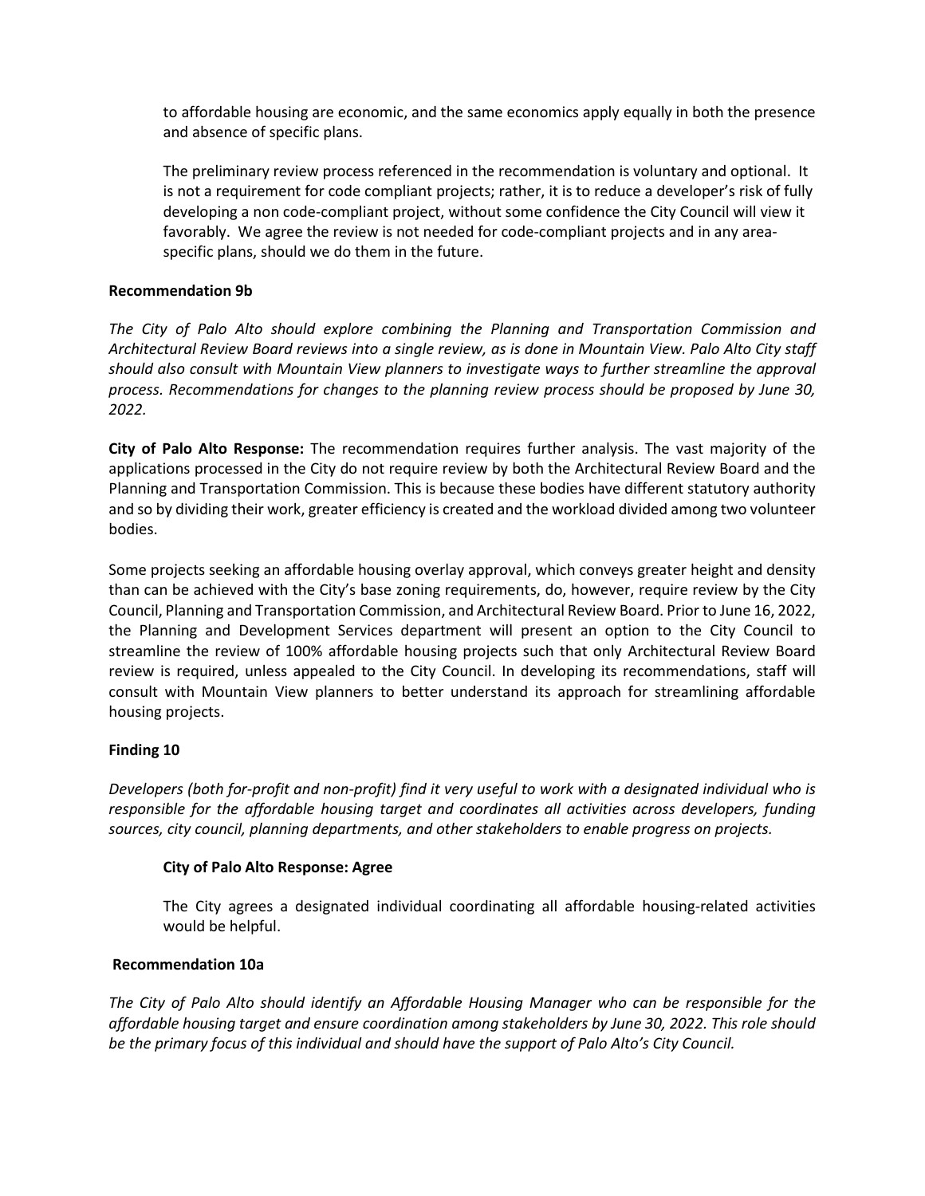to affordable housing are economic, and the same economics apply equally in both the presence and absence of specific plans.

The preliminary review process referenced in the recommendation is voluntary and optional. It is not a requirement for code compliant projects; rather, it is to reduce a developer's risk of fully developing a non code-compliant project, without some confidence the City Council will view it favorably. We agree the review is not needed for code-compliant projects and in any area-specific plans, should we do them in the future.

**Recommendation 9b**

*The City of Palo Alto should explore combining the Planning and Transportation Commission and Architectural Review Board reviews into a single review, as is done in Mountain View. Palo Alto City staff should also consult with Mountain View planners to investigate ways to further streamline the approval process. Recommendations for changes to the planning review process should be proposed by June 30, 2022.*

**City of Palo Alto Response:** The recommendation requires further analysis. The vast majority of the applications processed in the City do not require review by both the Architectural Review Board and the Planning and Transportation Commission. This is because these bodies have different statutory authority and so by dividing their work, greater efficiency is created and the workload divided among two volunteer bodies.

Some projects seeking an affordable housing overlay approval, which conveys greater height and density than can be achieved with the City's base zoning requirements, do, however, require review by the City Council, Planning and Transportation Commission, and Architectural Review Board. Prior to June 16, 2022, the Planning and Development Services department will present an option to the City Council to streamline the review of 100% affordable housing projects such that only Architectural Review Board review is required, unless appealed to the City Council. In developing its recommendations, staff will consult with Mountain View planners to better understand its approach for streamlining affordable housing projects.

**Finding 10**

*Developers (both for-profit and non-profit) find it very useful to work with a designated individual who is responsible for the affordable housing target and coordinates all activities across developers, funding sources, city council, planning departments, and other stakeholders to enable progress on projects.*

**City of Palo Alto Response: Agree**

The City agrees a designated individual coordinating all affordable housing-related activities would be helpful.

**Recommendation 10a**

*The City of Palo Alto should identify an Affordable Housing Manager who can be responsible for the affordable housing target and ensure coordination among stakeholders by June 30, 2022. This role should be the primary focus of this individual and should have the support of Palo Alto's City Council.*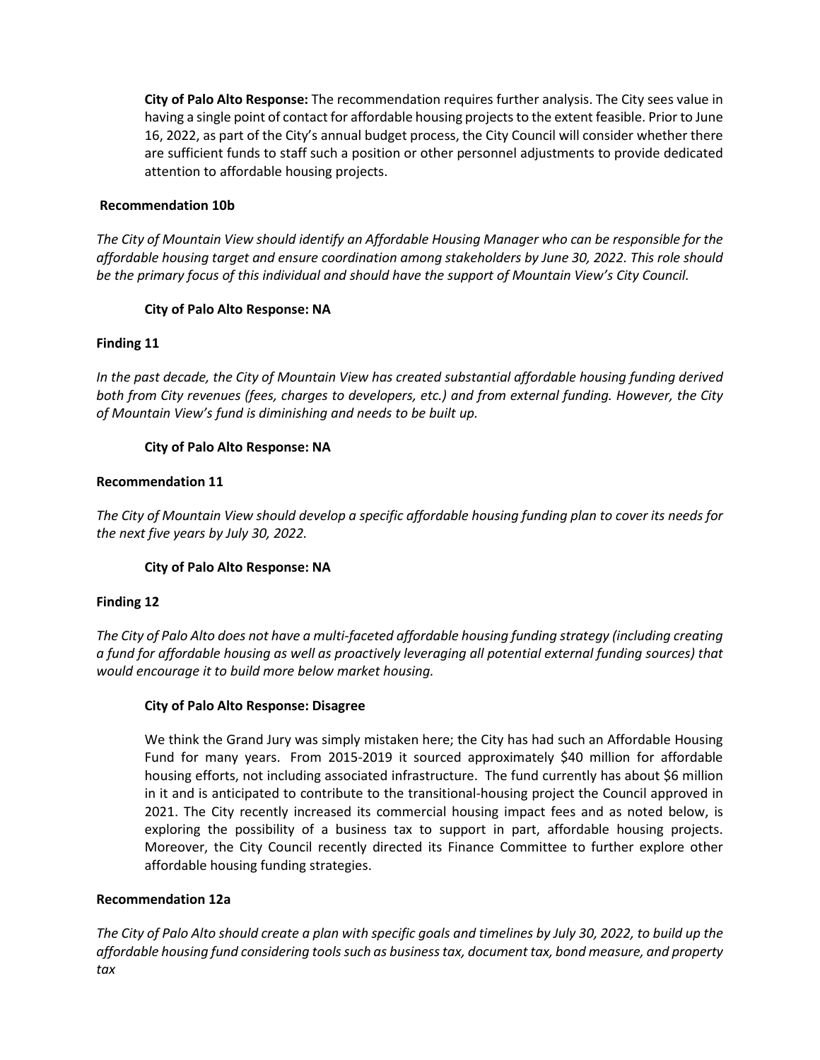**City of Palo Alto Response:** The recommendation requires further analysis. The City sees value in having a single point of contact for affordable housing projects to the extent feasible. Prior to June 16, 2022, as part of the City's annual budget process, the City Council will consider whether there are sufficient funds to staff such a position or other personnel adjustments to provide dedicated attention to affordable housing projects.

**Recommendation 10b**

*The City of Mountain View should identify an Affordable Housing Manager who can be responsible for the affordable housing target and ensure coordination among stakeholders by June 30, 2022. This role should be the primary focus of this individual and should have the support of Mountain View's City Council.*

**City of Palo Alto Response: NA**

**Finding 11**

*In the past decade, the City of Mountain View has created substantial affordable housing funding derived both from City revenues (fees, charges to developers, etc.) and from external funding. However, the City of Mountain View's fund is diminishing and needs to be built up.*

**City of Palo Alto Response: NA**

**Recommendation 11**

*The City of Mountain View should develop a specific affordable housing funding plan to cover its needs for the next five years by July 30, 2022.*

**City of Palo Alto Response: NA**

**Finding 12**

*The City of Palo Alto does not have a multi-faceted affordable housing funding strategy (including creating a fund for affordable housing as well as proactively leveraging all potential external funding sources) that would encourage it to build more below market housing.*

**City of Palo Alto Response: Disagree**

We think the Grand Jury was simply mistaken here; the City has had such an Affordable Housing Fund for many years. From 2015-2019 it sourced approximately $40 million for affordable housing efforts, not including associated infrastructure. The fund currently has about $6 million in it and is anticipated to contribute to the transitional-housing project the Council approved in 2021. The City recently increased its commercial housing impact fees and as noted below, is exploring the possibility of a business tax to support in part, affordable housing projects. Moreover, the City Council recently directed its Finance Committee to further explore other affordable housing funding strategies.

**Recommendation 12a**

*The City of Palo Alto should create a plan with specific goals and timelines by July 30, 2022, to build up the affordable housing fund considering tools such as business tax, document tax, bond measure, and property tax*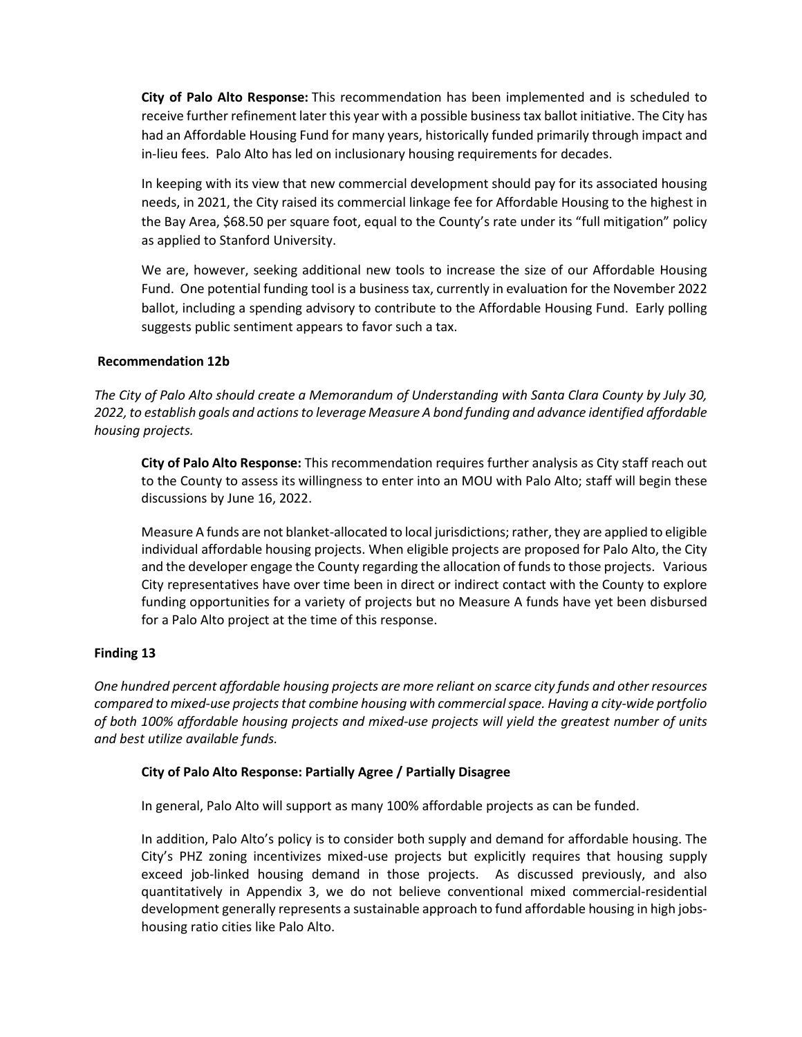**City of Palo Alto Response:** This recommendation has been implemented and is scheduled to receive further refinement later this year with a possible business tax ballot initiative. The City has had an Affordable Housing Fund for many years, historically funded primarily through impact and in-lieu fees. Palo Alto has led on inclusionary housing requirements for decades.

In keeping with its view that new commercial development should pay for its associated housing needs, in 2021, the City raised its commercial linkage fee for Affordable Housing to the highest in the Bay Area, $68.50 per square foot, equal to the County's rate under its "full mitigation" policy as applied to Stanford University.

We are, however, seeking additional new tools to increase the size of our Affordable Housing Fund. One potential funding tool is a business tax, currently in evaluation for the November 2022 ballot, including a spending advisory to contribute to the Affordable Housing Fund. Early polling suggests public sentiment appears to favor such a tax.

**Recommendation 12b**

*The City of Palo Alto should create a Memorandum of Understanding with Santa Clara County by July 30, 2022, to establish goals and actions to leverage Measure A bond funding and advance identified affordable housing projects.*

**City of Palo Alto Response:** This recommendation requires further analysis as City staff reach out to the County to assess its willingness to enter into an MOU with Palo Alto; staff will begin these discussions by June 16, 2022.

Measure A funds are not blanket-allocated to local jurisdictions; rather, they are applied to eligible individual affordable housing projects. When eligible projects are proposed for Palo Alto, the City and the developer engage the County regarding the allocation of funds to those projects. Various City representatives have over time been in direct or indirect contact with the County to explore funding opportunities for a variety of projects but no Measure A funds have yet been disbursed for a Palo Alto project at the time of this response.

**Finding 13**

*One hundred percent affordable housing projects are more reliant on scarce city funds and other resources compared to mixed-use projects that combine housing with commercial space. Having a city-wide portfolio of both 100% affordable housing projects and mixed-use projects will yield the greatest number of units and best utilize available funds.*

**City of Palo Alto Response: Partially Agree / Partially Disagree**

In general, Palo Alto will support as many 100% affordable projects as can be funded.

In addition, Palo Alto's policy is to consider both supply and demand for affordable housing. The City's PHZ zoning incentivizes mixed-use projects but explicitly requires that housing supply exceed job-linked housing demand in those projects. As discussed previously, and also quantitatively in Appendix 3, we do not believe conventional mixed commercial-residential development generally represents a sustainable approach to fund affordable housing in high jobs-housing ratio cities like Palo Alto.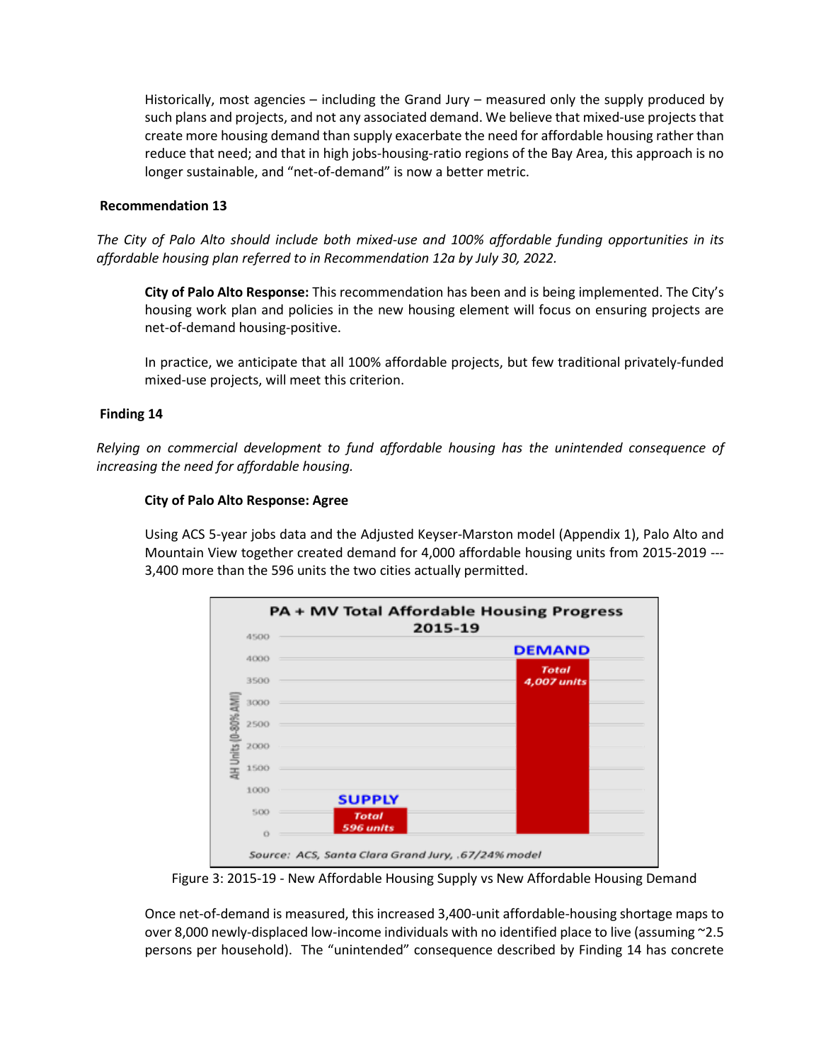Historically, most agencies – including the Grand Jury – measured only the supply produced by such plans and projects, and not any associated demand. We believe that mixed-use projects that create more housing demand than supply exacerbate the need for affordable housing rather than reduce that need; and that in high jobs-housing-ratio regions of the Bay Area, this approach is no longer sustainable, and "net-of-demand" is now a better metric.

**Recommendation 13**

*The City of Palo Alto should include both mixed-use and 100% affordable funding opportunities in its affordable housing plan referred to in Recommendation 12a by July 30, 2022.*

**City of Palo Alto Response:** This recommendation has been and is being implemented. The City's housing work plan and policies in the new housing element will focus on ensuring projects are net-of-demand housing-positive.

In practice, we anticipate that all 100% affordable projects, but few traditional privately-funded mixed-use projects, will meet this criterion.

**Finding 14**

*Relying on commercial development to fund affordable housing has the unintended consequence of increasing the need for affordable housing.*

**City of Palo Alto Response: Agree**

Using ACS 5-year jobs data and the Adjusted Keyser-Marston model (Appendix 1), Palo Alto and Mountain View together created demand for 4,000 affordable housing units from 2015-2019 --- 3,400 more than the 596 units the two cities actually permitted.

**PA + MV Total Affordable Housing Progress 2015-19**

| | AH Units (0-80% AMI) |
|---|---|
| SUPPLY | Total 596 units |
| DEMAND | Total 4,007 units |

Source: ACS, Santa Clara Grand Jury, .67/24% model

Figure 3: 2015-19 - New Affordable Housing Supply vs New Affordable Housing Demand

Once net-of-demand is measured, this increased 3,400-unit affordable-housing shortage maps to over 8,000 newly-displaced low-income individuals with no identified place to live (assuming ~2.5 persons per household). The "unintended" consequence described by Finding 14 has concrete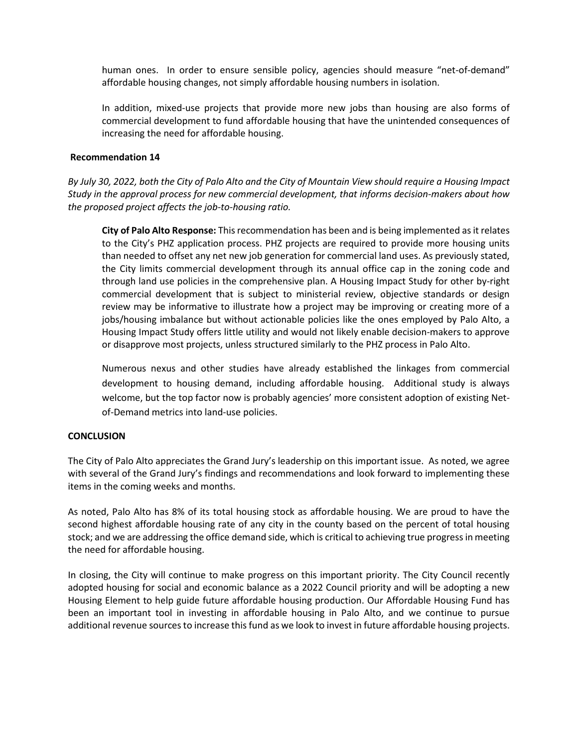human ones. In order to ensure sensible policy, agencies should measure "net-of-demand" affordable housing changes, not simply affordable housing numbers in isolation.

In addition, mixed-use projects that provide more new jobs than housing are also forms of commercial development to fund affordable housing that have the unintended consequences of increasing the need for affordable housing.

**Recommendation 14**

*By July 30, 2022, both the City of Palo Alto and the City of Mountain View should require a Housing Impact Study in the approval process for new commercial development, that informs decision-makers about how the proposed project affects the job-to-housing ratio.*

**City of Palo Alto Response:** This recommendation has been and is being implemented as it relates to the City's PHZ application process. PHZ projects are required to provide more housing units than needed to offset any net new job generation for commercial land uses. As previously stated, the City limits commercial development through its annual office cap in the zoning code and through land use policies in the comprehensive plan. A Housing Impact Study for other by-right commercial development that is subject to ministerial review, objective standards or design review may be informative to illustrate how a project may be improving or creating more of a jobs/housing imbalance but without actionable policies like the ones employed by Palo Alto, a Housing Impact Study offers little utility and would not likely enable decision-makers to approve or disapprove most projects, unless structured similarly to the PHZ process in Palo Alto.

Numerous nexus and other studies have already established the linkages from commercial development to housing demand, including affordable housing. Additional study is always welcome, but the top factor now is probably agencies' more consistent adoption of existing Net-of-Demand metrics into land-use policies.

**CONCLUSION**

The City of Palo Alto appreciates the Grand Jury's leadership on this important issue. As noted, we agree with several of the Grand Jury's findings and recommendations and look forward to implementing these items in the coming weeks and months.

As noted, Palo Alto has 8% of its total housing stock as affordable housing. We are proud to have the second highest affordable housing rate of any city in the county based on the percent of total housing stock; and we are addressing the office demand side, which is critical to achieving true progress in meeting the need for affordable housing.

In closing, the City will continue to make progress on this important priority. The City Council recently adopted housing for social and economic balance as a 2022 Council priority and will be adopting a new Housing Element to help guide future affordable housing production. Our Affordable Housing Fund has been an important tool in investing in affordable housing in Palo Alto, and we continue to pursue additional revenue sources to increase this fund as we look to invest in future affordable housing projects.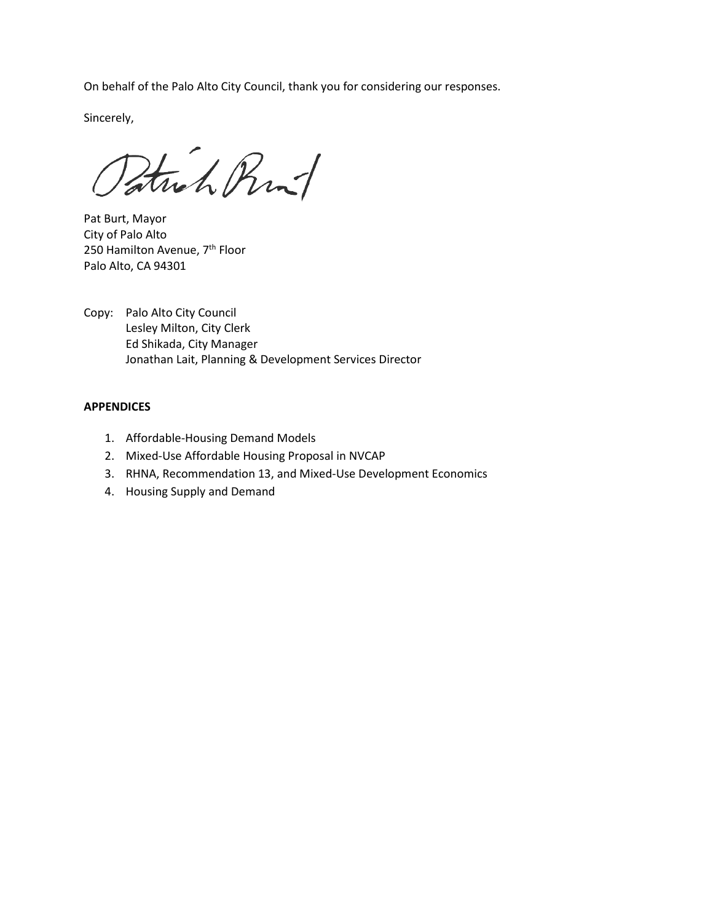On behalf of the Palo Alto City Council, thank you for considering our responses.

Sincerely,

Pat Burt, Mayor
City of Palo Alto
250 Hamilton Avenue, 7th Floor
Palo Alto, CA 94301

Copy: Palo Alto City Council
Lesley Milton, City Clerk
Ed Shikada, City Manager
Jonathan Lait, Planning & Development Services Director

**APPENDICES**

1. Affordable-Housing Demand Models
2. Mixed-Use Affordable Housing Proposal in NVCAP
3. RHNA, Recommendation 13, and Mixed-Use Development Economics
4. Housing Supply and Demand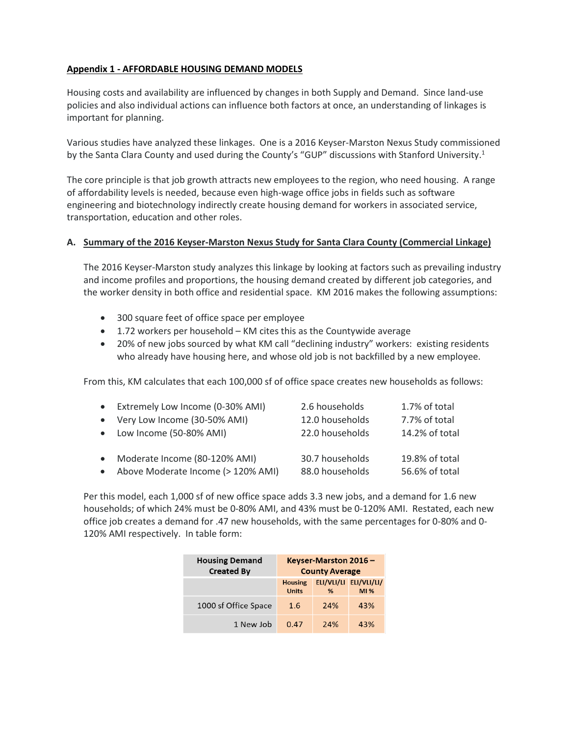## Appendix 1 - AFFORDABLE HOUSING DEMAND MODELS

Housing costs and availability are influenced by changes in both Supply and Demand. Since land-use policies and also individual actions can influence both factors at once, an understanding of linkages is important for planning.

Various studies have analyzed these linkages. One is a 2016 Keyser-Marston Nexus Study commissioned by the Santa Clara County and used during the County's "GUP" discussions with Stanford University.[1]

The core principle is that job growth attracts new employees to the region, who need housing. A range of affordability levels is needed, because even high-wage office jobs in fields such as software engineering and biotechnology indirectly create housing demand for workers in associated service, transportation, education and other roles.

### A. Summary of the 2016 Keyser-Marston Nexus Study for Santa Clara County (Commercial Linkage)

The 2016 Keyser-Marston study analyzes this linkage by looking at factors such as prevailing industry and income profiles and proportions, the housing demand created by different job categories, and the worker density in both office and residential space. KM 2016 makes the following assumptions:

- 300 square feet of office space per employee
- 1.72 workers per household – KM cites this as the Countywide average
- 20% of new jobs sourced by what KM call "declining industry" workers: existing residents who already have housing here, and whose old job is not backfilled by a new employee.

From this, KM calculates that each 100,000 sf of office space creates new households as follows:

- Extremely Low Income (0-30% AMI) 2.6 households 1.7% of total
- Very Low Income (30-50% AMI) 12.0 households 7.7% of total
- Low Income (50-80% AMI) 22.0 households 14.2% of total

- Moderate Income (80-120% AMI) 30.7 households 19.8% of total
- Above Moderate Income (> 120% AMI) 88.0 households 56.6% of total

Per this model, each 1,000 sf of new office space adds 3.3 new jobs, and a demand for 1.6 new households; of which 24% must be 0-80% AMI, and 43% must be 0-120% AMI. Restated, each new office job creates a demand for .47 new households, with the same percentages for 0-80% and 0-120% AMI respectively. In table form:

| Housing Demand Created By | Keyser-Marston 2016 – County Average | | |
|---|---|---|---|
| | Housing Units | ELI/VLI/LI % | ELI/VLI/LI/MI % |
| 1000 sf Office Space | 1.6 | 24% | 43% |
| 1 New Job | 0.47 | 24% | 43% |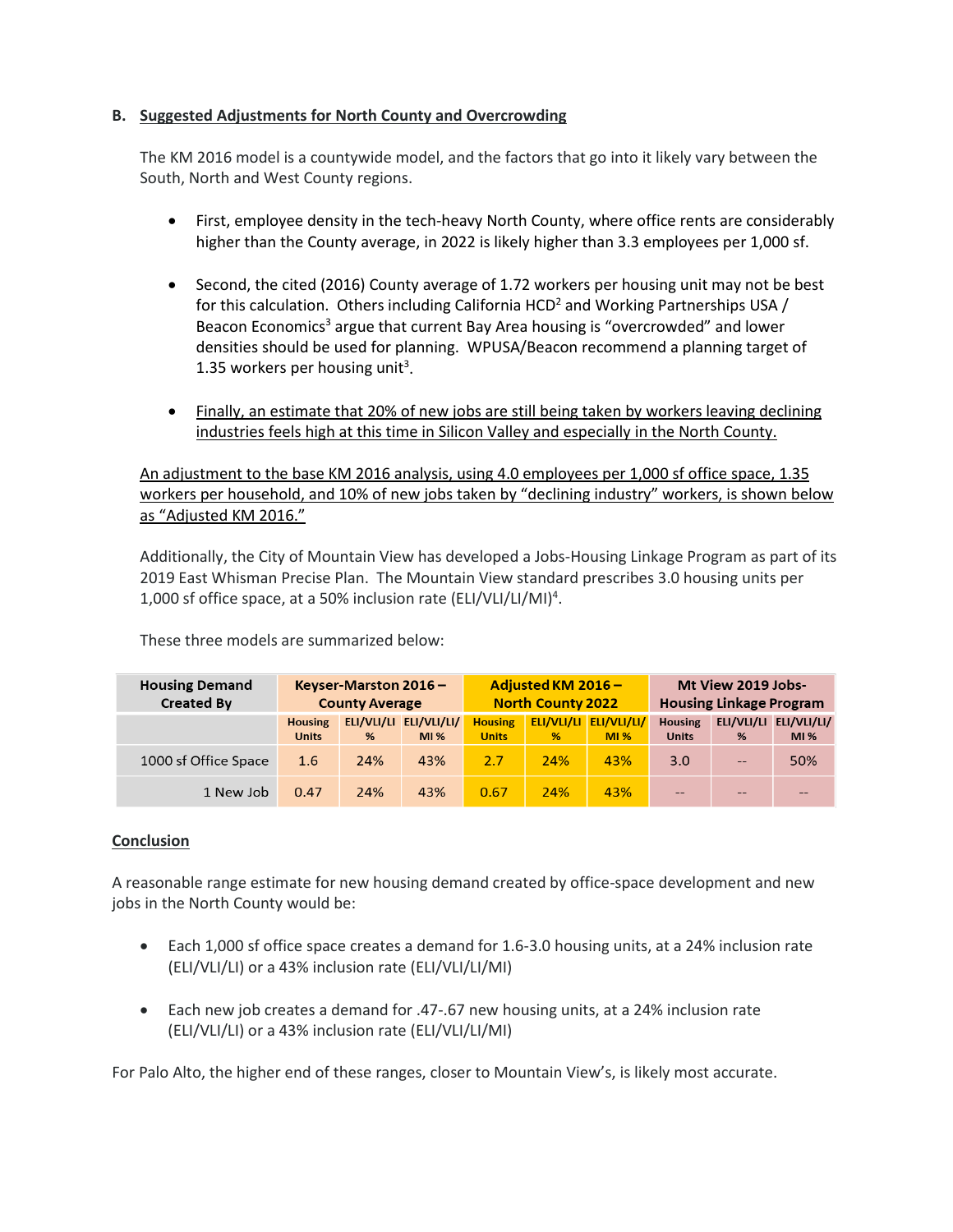### B. Suggested Adjustments for North County and Overcrowding

The KM 2016 model is a countywide model, and the factors that go into it likely vary between the South, North and West County regions.

- First, employee density in the tech-heavy North County, where office rents are considerably higher than the County average, in 2022 is likely higher than 3.3 employees per 1,000 sf.

- Second, the cited (2016) County average of 1.72 workers per housing unit may not be best for this calculation. Others including California HCD[2] and Working Partnerships USA / Beacon Economics[3] argue that current Bay Area housing is "overcrowded" and lower densities should be used for planning. WPUSA/Beacon recommend a planning target of 1.35 workers per housing unit[3].

- Finally, an estimate that 20% of new jobs are still being taken by workers leaving declining industries feels high at this time in Silicon Valley and especially in the North County.

An adjustment to the base KM 2016 analysis, using 4.0 employees per 1,000 sf office space, 1.35 workers per household, and 10% of new jobs taken by "declining industry" workers, is shown below as "Adjusted KM 2016."

Additionally, the City of Mountain View has developed a Jobs-Housing Linkage Program as part of its 2019 East Whisman Precise Plan. The Mountain View standard prescribes 3.0 housing units per 1,000 sf office space, at a 50% inclusion rate (ELI/VLI/LI/MI)[4].

These three models are summarized below:

| Housing Demand Created By | Keyser-Marston 2016 – County Average | | | Adjusted KM 2016 – North County 2022 | | | Mt View 2019 Jobs-Housing Linkage Program | | |
|---|---|---|---|---|---|---|---|---|---|
| | Housing Units | ELI/VLI/LI % | ELI/VLI/LI/MI % | Housing Units | ELI/VLI/LI % | ELI/VLI/LI/MI % | Housing Units | ELI/VLI/LI % | ELI/VLI/LI/MI % |
| 1000 sf Office Space | 1.6 | 24% | 43% | 2.7 | 24% | 43% | 3.0 | -- | 50% |
| 1 New Job | 0.47 | 24% | 43% | 0.67 | 24% | 43% | -- | -- | -- |

#### Conclusion

A reasonable range estimate for new housing demand created by office-space development and new jobs in the North County would be:

- Each 1,000 sf office space creates a demand for 1.6-3.0 housing units, at a 24% inclusion rate (ELI/VLI/LI) or a 43% inclusion rate (ELI/VLI/LI/MI)

- Each new job creates a demand for .47-.67 new housing units, at a 24% inclusion rate (ELI/VLI/LI) or a 43% inclusion rate (ELI/VLI/LI/MI)

For Palo Alto, the higher end of these ranges, closer to Mountain View's, is likely most accurate.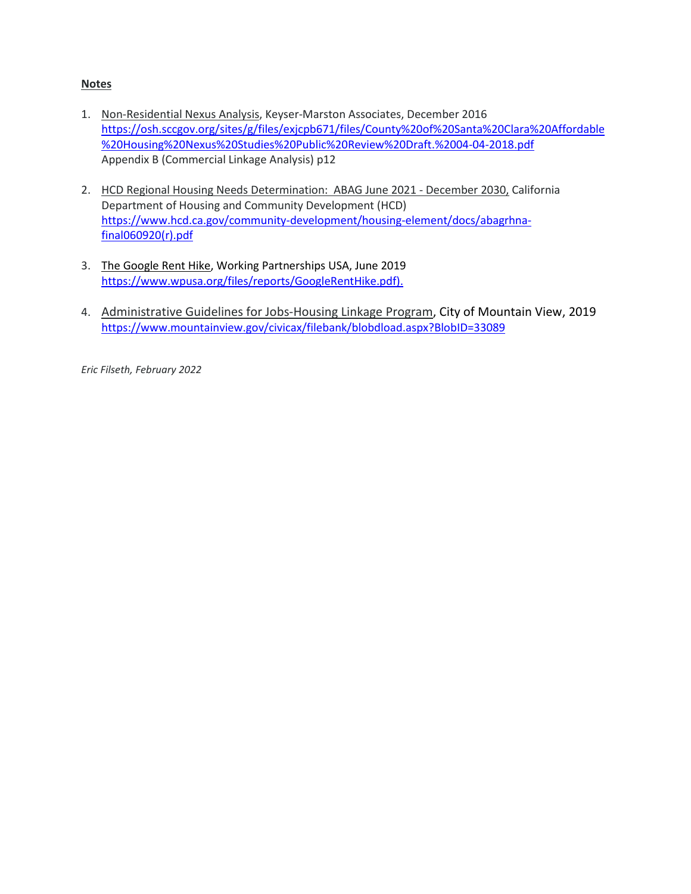**Notes**

1. Non-Residential Nexus Analysis, Keyser-Marston Associates, December 2016
   https://osh.sccgov.org/sites/g/files/exjcpb671/files/County%20of%20Santa%20Clara%20Affordable%20Housing%20Nexus%20Studies%20Public%20Review%20Draft.%2004-04-2018.pdf
   Appendix B (Commercial Linkage Analysis) p12

2. HCD Regional Housing Needs Determination: ABAG June 2021 - December 2030, California Department of Housing and Community Development (HCD)
   https://www.hcd.ca.gov/community-development/housing-element/docs/abagrhna-final060920(r).pdf

3. The Google Rent Hike, Working Partnerships USA, June 2019
   https://www.wpusa.org/files/reports/GoogleRentHike.pdf).

4. Administrative Guidelines for Jobs-Housing Linkage Program, City of Mountain View, 2019
   https://www.mountainview.gov/civicax/filebank/blobdload.aspx?BlobID=33089

*Eric Filseth, February 2022*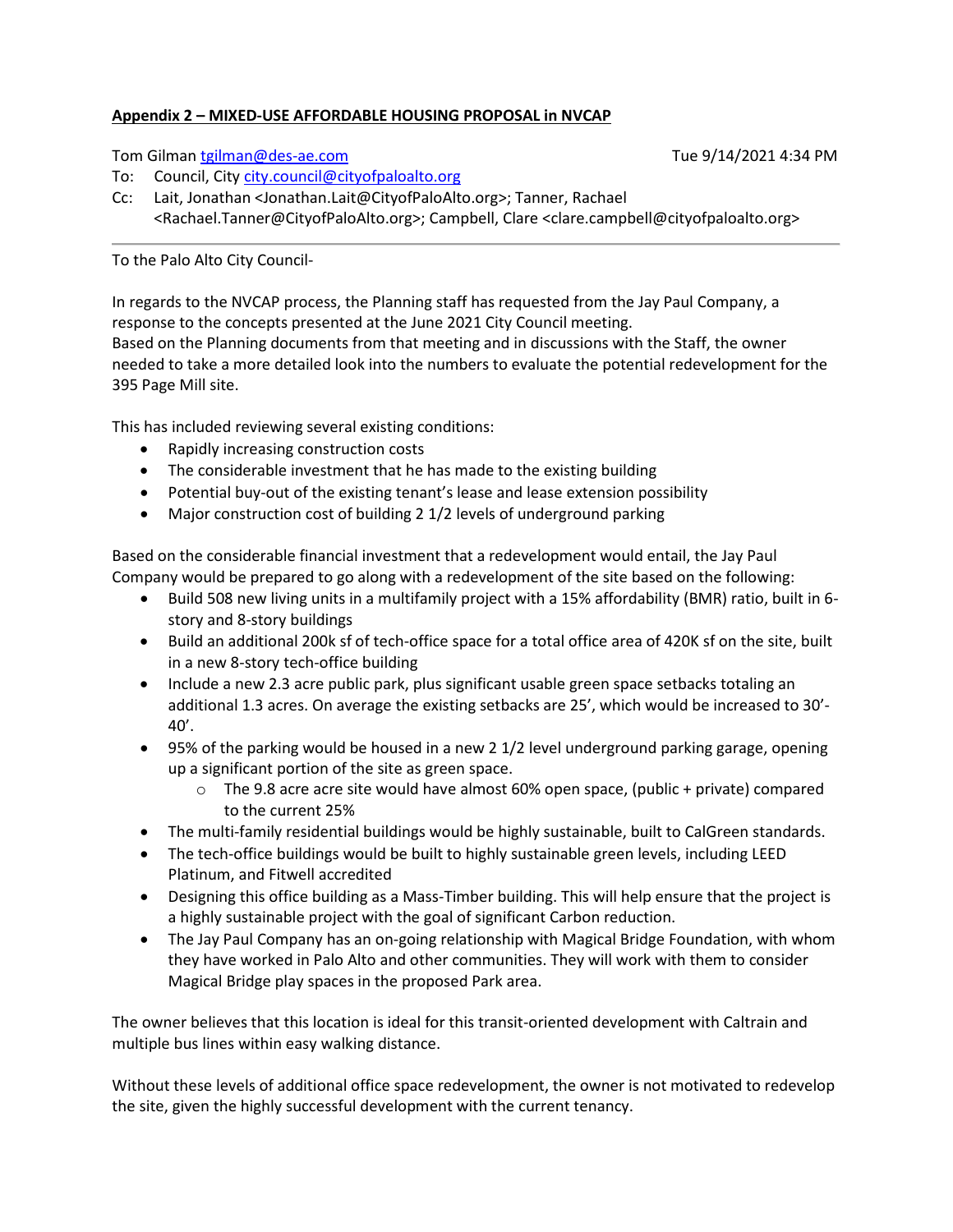**Appendix 2 – MIXED-USE AFFORDABLE HOUSING PROPOSAL in NVCAP**

Tom Gilman tgilman@des-ae.com Tue 9/14/2021 4:34 PM

To: Council, City city.council@cityofpaloalto.org

Cc: Lait, Jonathan <Jonathan.Lait@CityofPaloAlto.org>; Tanner, Rachael <Rachael.Tanner@CityofPaloAlto.org>; Campbell, Clare <clare.campbell@cityofpaloalto.org>

---

To the Palo Alto City Council-

In regards to the NVCAP process, the Planning staff has requested from the Jay Paul Company, a response to the concepts presented at the June 2021 City Council meeting.
Based on the Planning documents from that meeting and in discussions with the Staff, the owner needed to take a more detailed look into the numbers to evaluate the potential redevelopment for the 395 Page Mill site.

This has included reviewing several existing conditions:

- Rapidly increasing construction costs
- The considerable investment that he has made to the existing building
- Potential buy-out of the existing tenant's lease and lease extension possibility
- Major construction cost of building 2 1/2 levels of underground parking

Based on the considerable financial investment that a redevelopment would entail, the Jay Paul Company would be prepared to go along with a redevelopment of the site based on the following:

- Build 508 new living units in a multifamily project with a 15% affordability (BMR) ratio, built in 6-story and 8-story buildings
- Build an additional 200k sf of tech-office space for a total office area of 420K sf on the site, built in a new 8-story tech-office building
- Include a new 2.3 acre public park, plus significant usable green space setbacks totaling an additional 1.3 acres. On average the existing setbacks are 25', which would be increased to 30'-40'.
- 95% of the parking would be housed in a new 2 1/2 level underground parking garage, opening up a significant portion of the site as green space.
  - The 9.8 acre acre site would have almost 60% open space, (public + private) compared to the current 25%
- The multi-family residential buildings would be highly sustainable, built to CalGreen standards.
- The tech-office buildings would be built to highly sustainable green levels, including LEED Platinum, and Fitwell accredited
- Designing this office building as a Mass-Timber building. This will help ensure that the project is a highly sustainable project with the goal of significant Carbon reduction.
- The Jay Paul Company has an on-going relationship with Magical Bridge Foundation, with whom they have worked in Palo Alto and other communities. They will work with them to consider Magical Bridge play spaces in the proposed Park area.

The owner believes that this location is ideal for this transit-oriented development with Caltrain and multiple bus lines within easy walking distance.

Without these levels of additional office space redevelopment, the owner is not motivated to redevelop the site, given the highly successful development with the current tenancy.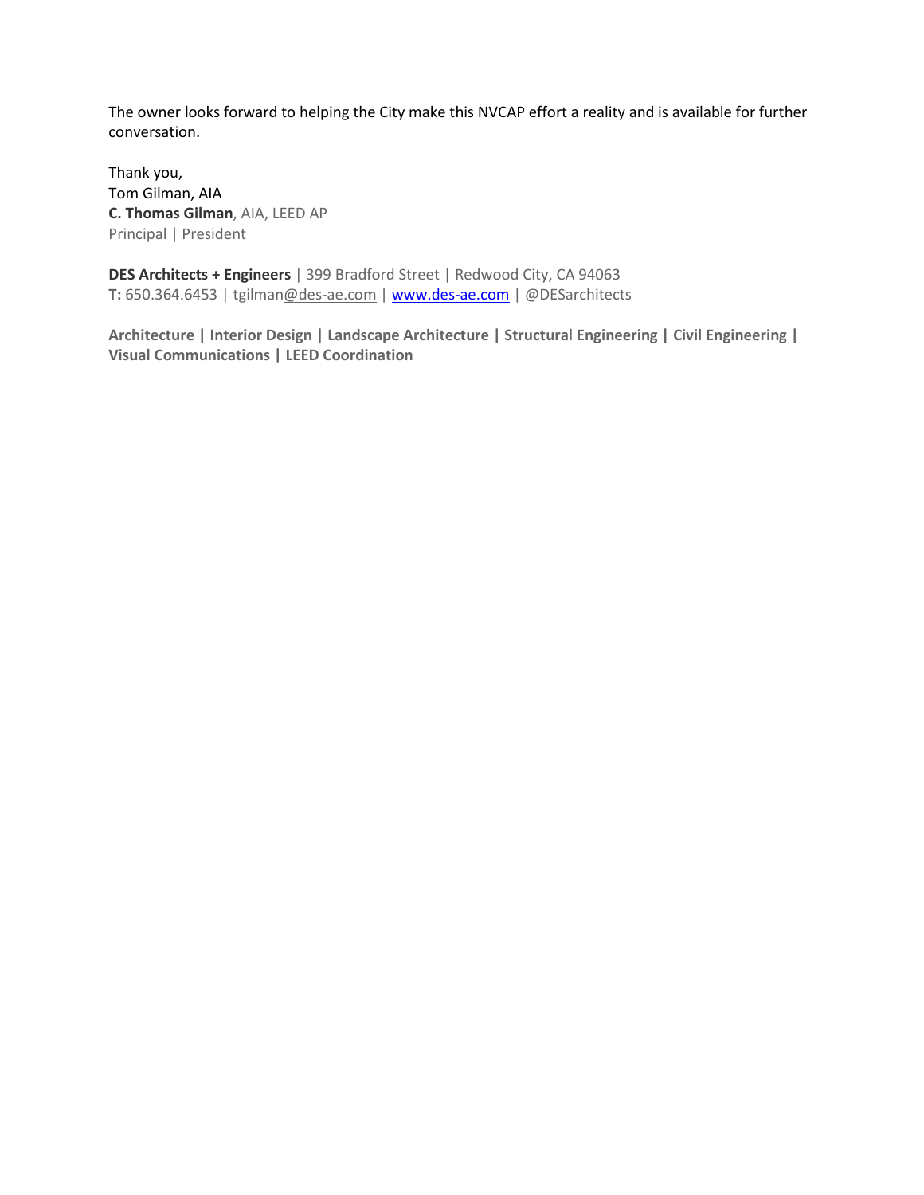The owner looks forward to helping the City make this NVCAP effort a reality and is available for further conversation.

Thank you,
Tom Gilman, AIA
**C. Thomas Gilman**, AIA, LEED AP
Principal | President

**DES Architects + Engineers** | 399 Bradford Street | Redwood City, CA 94063
**T:** 650.364.6453 | tgilman@des-ae.com | www.des-ae.com | @DESarchitects

**Architecture | Interior Design | Landscape Architecture | Structural Engineering | Civil Engineering | Visual Communications | LEED Coordination**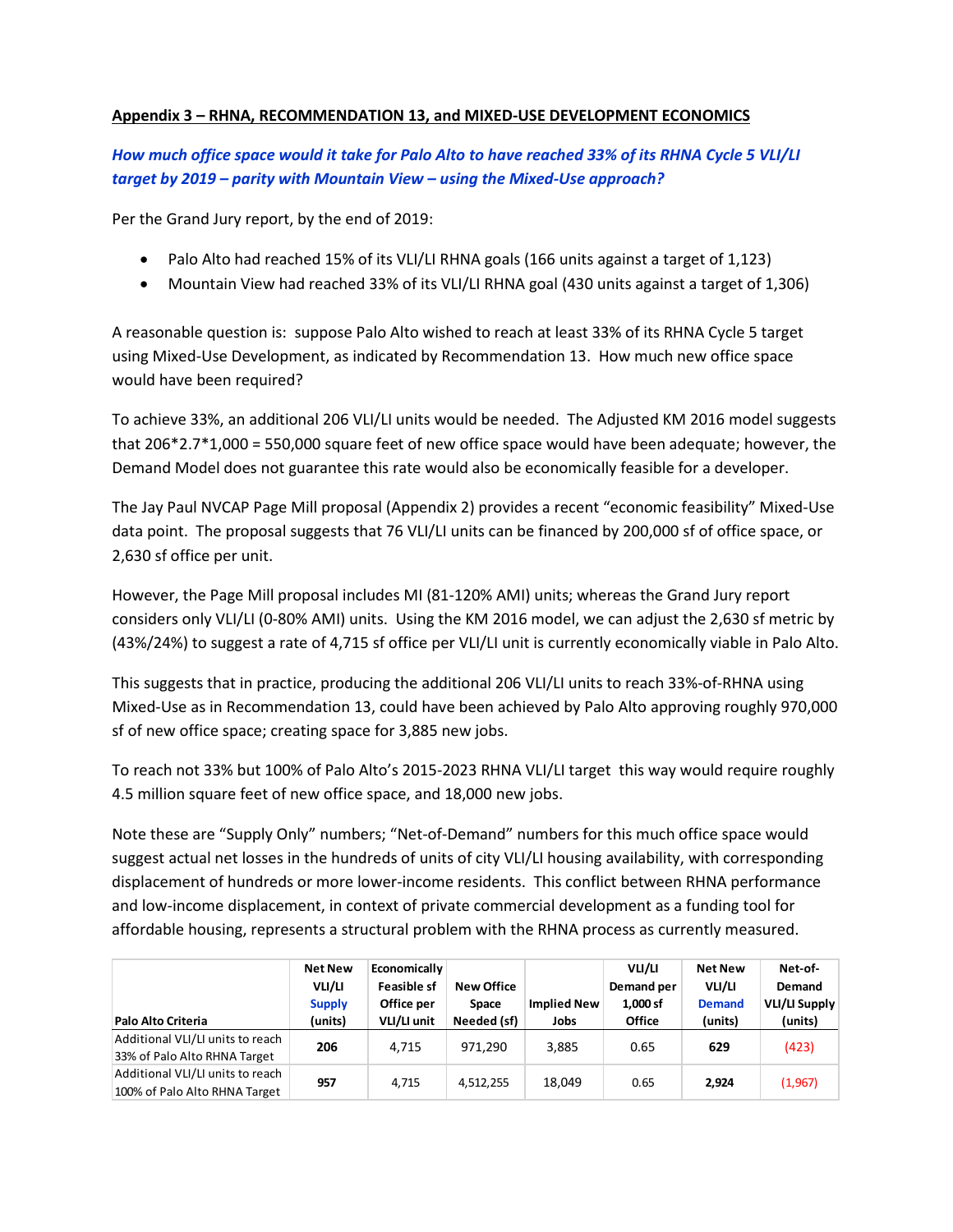## Appendix 3 – RHNA, RECOMMENDATION 13, and MIXED-USE DEVELOPMENT ECONOMICS

***How much office space would it take for Palo Alto to have reached 33% of its RHNA Cycle 5 VLI/LI target by 2019 – parity with Mountain View – using the Mixed-Use approach?***

Per the Grand Jury report, by the end of 2019:

- Palo Alto had reached 15% of its VLI/LI RHNA goals (166 units against a target of 1,123)
- Mountain View had reached 33% of its VLI/LI RHNA goal (430 units against a target of 1,306)

A reasonable question is: suppose Palo Alto wished to reach at least 33% of its RHNA Cycle 5 target using Mixed-Use Development, as indicated by Recommendation 13. How much new office space would have been required?

To achieve 33%, an additional 206 VLI/LI units would be needed. The Adjusted KM 2016 model suggests that 206\*2.7\*1,000 = 550,000 square feet of new office space would have been adequate; however, the Demand Model does not guarantee this rate would also be economically feasible for a developer.

The Jay Paul NVCAP Page Mill proposal (Appendix 2) provides a recent "economic feasibility" Mixed-Use data point. The proposal suggests that 76 VLI/LI units can be financed by 200,000 sf of office space, or 2,630 sf office per unit.

However, the Page Mill proposal includes MI (81-120% AMI) units; whereas the Grand Jury report considers only VLI/LI (0-80% AMI) units. Using the KM 2016 model, we can adjust the 2,630 sf metric by (43%/24%) to suggest a rate of 4,715 sf office per VLI/LI unit is currently economically viable in Palo Alto.

This suggests that in practice, producing the additional 206 VLI/LI units to reach 33%-of-RHNA using Mixed-Use as in Recommendation 13, could have been achieved by Palo Alto approving roughly 970,000 sf of new office space; creating space for 3,885 new jobs.

To reach not 33% but 100% of Palo Alto's 2015-2023 RHNA VLI/LI target this way would require roughly 4.5 million square feet of new office space, and 18,000 new jobs.

Note these are "Supply Only" numbers; "Net-of-Demand" numbers for this much office space would suggest actual net losses in the hundreds of units of city VLI/LI housing availability, with corresponding displacement of hundreds or more lower-income residents. This conflict between RHNA performance and low-income displacement, in context of private commercial development as a funding tool for affordable housing, represents a structural problem with the RHNA process as currently measured.

| Palo Alto Criteria | Net New VLI/LI Supply (units) | Economically Feasible sf Office per VLI/LI unit | New Office Space Needed (sf) | Implied New Jobs | VLI/LI Demand per 1,000 sf Office | Net New VLI/LI Demand (units) | Net-of-Demand VLI/LI Supply (units) |
|---|---|---|---|---|---|---|---|
| Additional VLI/LI units to reach 33% of Palo Alto RHNA Target | **206** | 4,715 | 971,290 | 3,885 | 0.65 | **629** | (423) |
| Additional VLI/LI units to reach 100% of Palo Alto RHNA Target | **957** | 4,715 | 4,512,255 | 18,049 | 0.65 | **2,924** | (1,967) |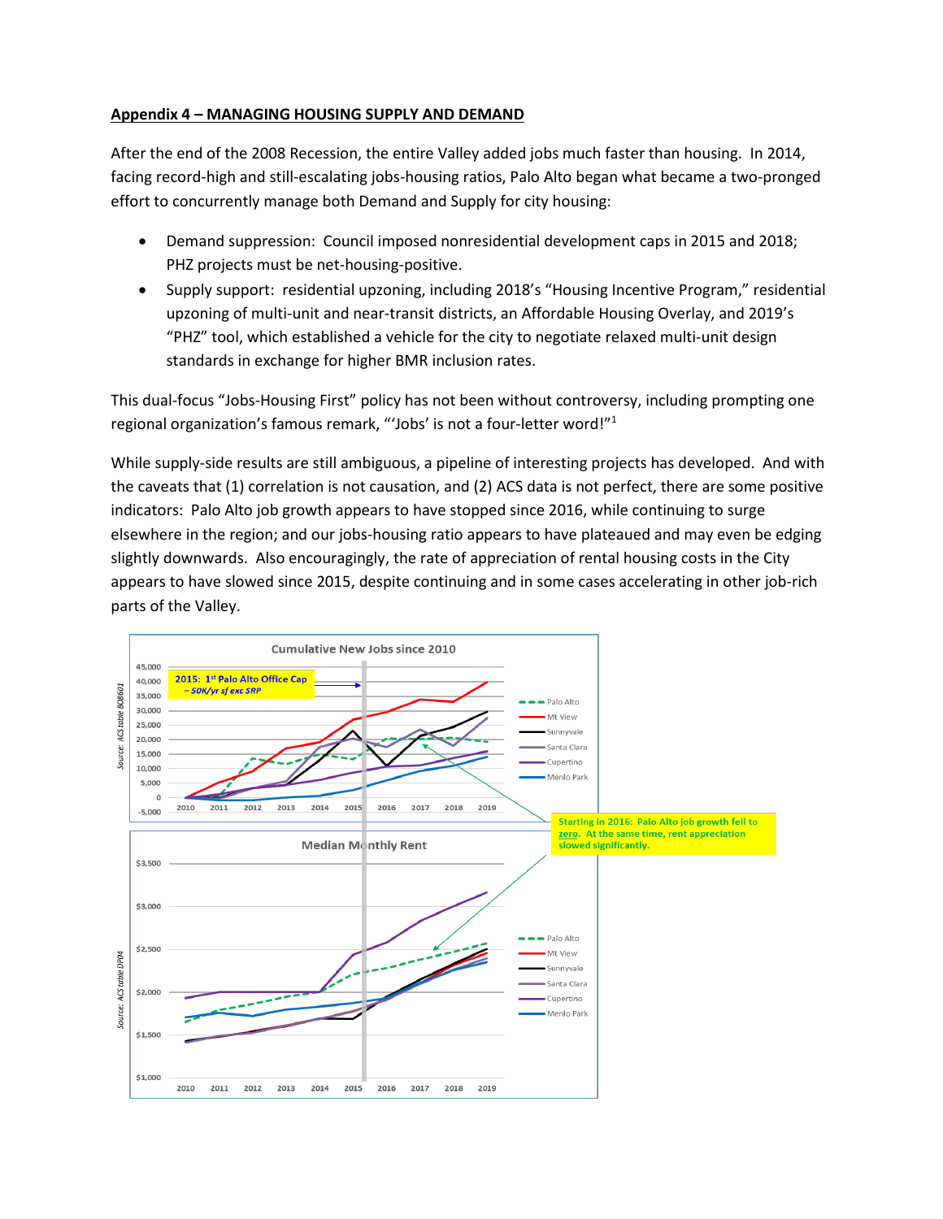**Appendix 4 – MANAGING HOUSING SUPPLY AND DEMAND**

After the end of the 2008 Recession, the entire Valley added jobs much faster than housing. In 2014, facing record-high and still-escalating jobs-housing ratios, Palo Alto began what became a two-pronged effort to concurrently manage both Demand and Supply for city housing:

- Demand suppression: Council imposed nonresidential development caps in 2015 and 2018; PHZ projects must be net-housing-positive.
- Supply support: residential upzoning, including 2018's "Housing Incentive Program," residential upzoning of multi-unit and near-transit districts, an Affordable Housing Overlay, and 2019's "PHZ" tool, which established a vehicle for the city to negotiate relaxed multi-unit design standards in exchange for higher BMR inclusion rates.

This dual-focus "Jobs-Housing First" policy has not been without controversy, including prompting one regional organization's famous remark, "'Jobs' is not a four-letter word!"[1]

While supply-side results are still ambiguous, a pipeline of interesting projects has developed. And with the caveats that (1) correlation is not causation, and (2) ACS data is not perfect, there are some positive indicators: Palo Alto job growth appears to have stopped since 2016, while continuing to surge elsewhere in the region; and our jobs-housing ratio appears to have plateaued and may even be edging slightly downwards. Also encouragingly, the rate of appreciation of rental housing costs in the City appears to have slowed since 2015, despite continuing and in some cases accelerating in other job-rich parts of the Valley.

Cumulative New Jobs since 2010

2015: 1st Palo Alto Office Cap – 50K/yr sf exc SRP

Source: ACS table B08601

Median Monthly Rent

Source: ACS table DP04

Starting in 2016: Palo Alto job growth fell to zero. At the same time, rent appreciation slowed significantly.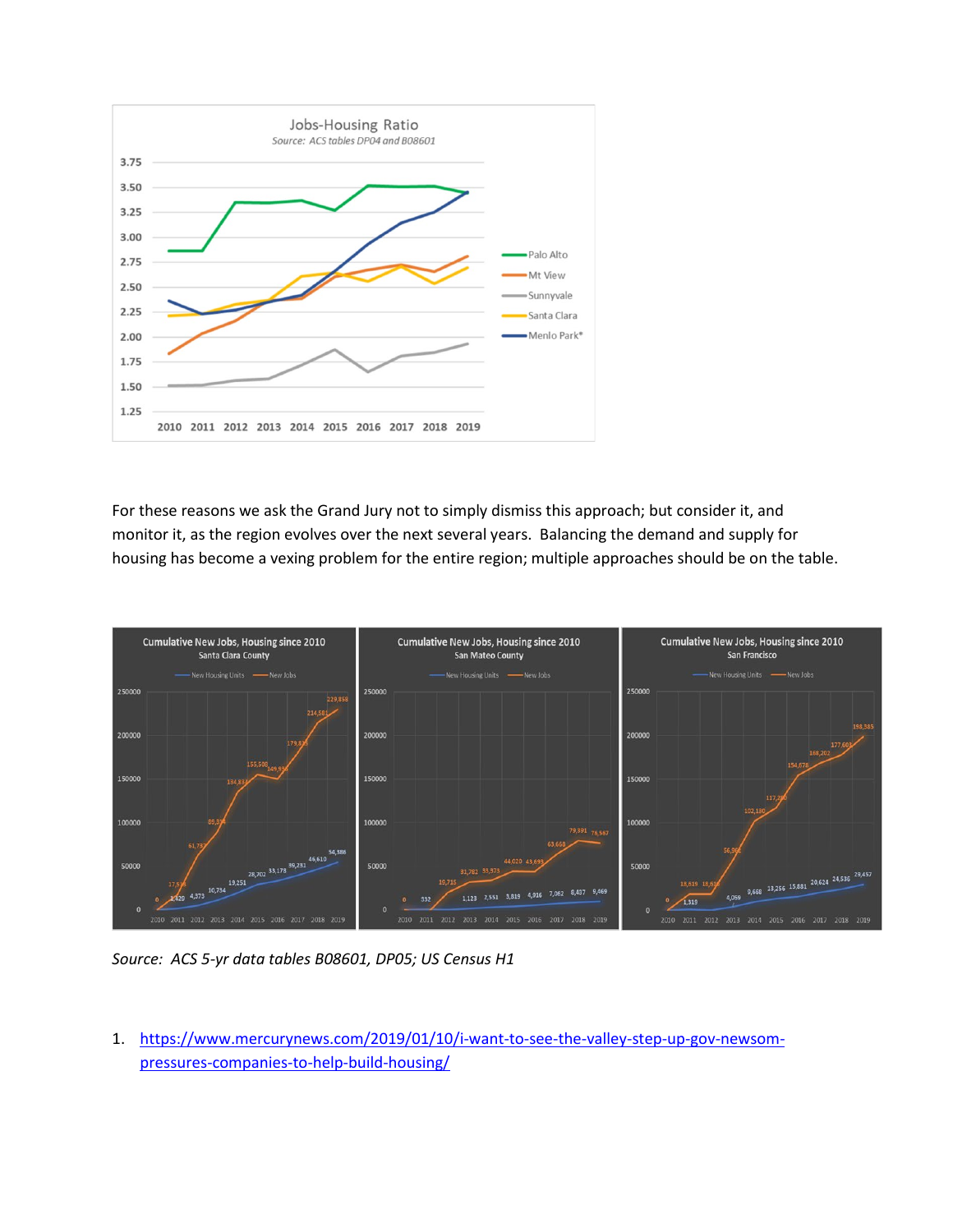Jobs-Housing Ratio

Source: ACS tables DP04 and B08601

3.75
3.50
3.25
3.00
2.75
2.50
2.25
2.00
1.75
1.50
1.25

2010 2011 2012 2013 2014 2015 2016 2017 2018 2019

Palo Alto
Mt View
Sunnyvale
Santa Clara
Menlo Park*

For these reasons we ask the Grand Jury not to simply dismiss this approach; but consider it, and monitor it, as the region evolves over the next several years. Balancing the demand and supply for housing has become a vexing problem for the entire region; multiple approaches should be on the table.

Cumulative New Jobs, Housing since 2010
Santa Clara County

New Housing Units — New Jobs

250000
200000
150000
100000
50000
0

2010 2011 2012 2013 2014 2015 2016 2017 2018 2019

0, 17,948, 61,757, 89,314, 134,834, 155,508, 149,950, 179,835, 214,581, 229,858

1,420, 4,373, 10,734, 19,251, 28,702, 33,178, 39,251, 46,610, 54,586

Cumulative New Jobs, Housing since 2010
San Mateo County

New Housing Units — New Jobs

250000
200000
150000
100000
50000
0

2010 2011 2012 2013 2014 2015 2016 2017 2018 2019

0, 19,715, 31,782, 33,573, 44,020, 43,695, 63,668, 79,391, 76,567

532, 1,123, 2,551, 3,819, 4,916, 7,062, 8,437, 9,469

Cumulative New Jobs, Housing since 2010
San Francisco

New Housing Units — New Jobs

250000
200000
150000
100000
50000
0

2010 2011 2012 2013 2014 2015 2016 2017 2018 2019

0, 18,639, 18,616, 56,962, 102,130, 117,290, 154,678, 168,202, 177,603, 198,585

1,319, 4,059, 9,668, 13,256, 15,881, 20,624, 24,536, 29,457

*Source: ACS 5-yr data tables B08601, DP05; US Census H1*

1. [https://www.mercurynews.com/2019/01/10/i-want-to-see-the-valley-step-up-gov-newsom-pressures-companies-to-help-build-housing/](https://www.mercurynews.com/2019/01/10/i-want-to-see-the-valley-step-up-gov-newsom-pressures-companies-to-help-build-housing/)